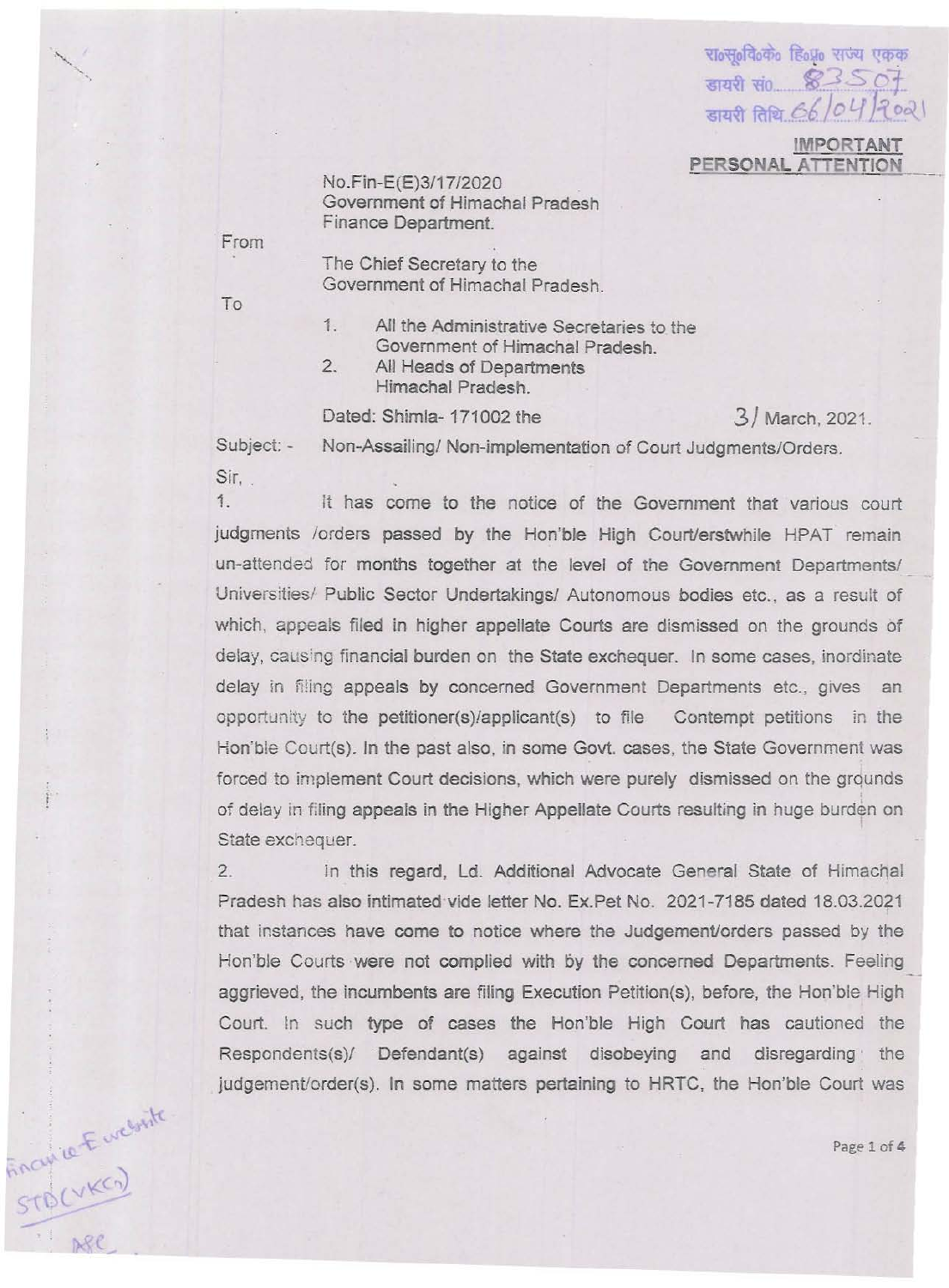रा०सू०वि०के० हि०प्र० राज्य एकक
डायरी सं० 83507
डायरी तिथि 06/04/2021

**IMPORTANT**
**PERSONAL ATTENTION**

No.Fin-E(E)3/17/2020
Government of Himachal Pradesh
Finance Department.

From

The Chief Secretary to the
Government of Himachal Pradesh.

To

1. All the Administrative Secretaries to the Government of Himachal Pradesh.
2. All Heads of Departments Himachal Pradesh.

Dated: Shimla- 171002 the 31 March, 2021.

Subject: - Non-Assailing/ Non-implementation of Court Judgments/Orders.

Sir,

1. It has come to the notice of the Government that various court judgments /orders passed by the Hon'ble High Court/erstwhile HPAT remain un-attended for months together at the level of the Government Departments/ Universities/ Public Sector Undertakings/ Autonomous bodies etc., as a result of which, appeals filed in higher appellate Courts are dismissed on the grounds of delay, causing financial burden on the State exchequer. In some cases, inordinate delay in filing appeals by concerned Government Departments etc., gives an opportunity to the petitioner(s)/applicant(s) to file Contempt petitions in the Hon'ble Court(s). In the past also, in some Govt. cases, the State Government was forced to implement Court decisions, which were purely dismissed on the grounds of delay in filing appeals in the Higher Appellate Courts resulting in huge burden on State exchequer.

2. In this regard, Ld. Additional Advocate General State of Himachal Pradesh has also intimated vide letter No. Ex.Pet No. 2021-7185 dated 18.03.2021 that instances have come to notice where the Judgement/orders passed by the Hon'ble Courts were not complied with by the concerned Departments. Feeling aggrieved, the incumbents are filing Execution Petition(s), before, the Hon'ble High Court. In such type of cases the Hon'ble High Court has cautioned the Respondents(s)/ Defendant(s) against disobeying and disregarding the judgement/order(s). In some matters pertaining to HRTC, the Hon'ble Court was

Finance E website
STD(VKG)
APC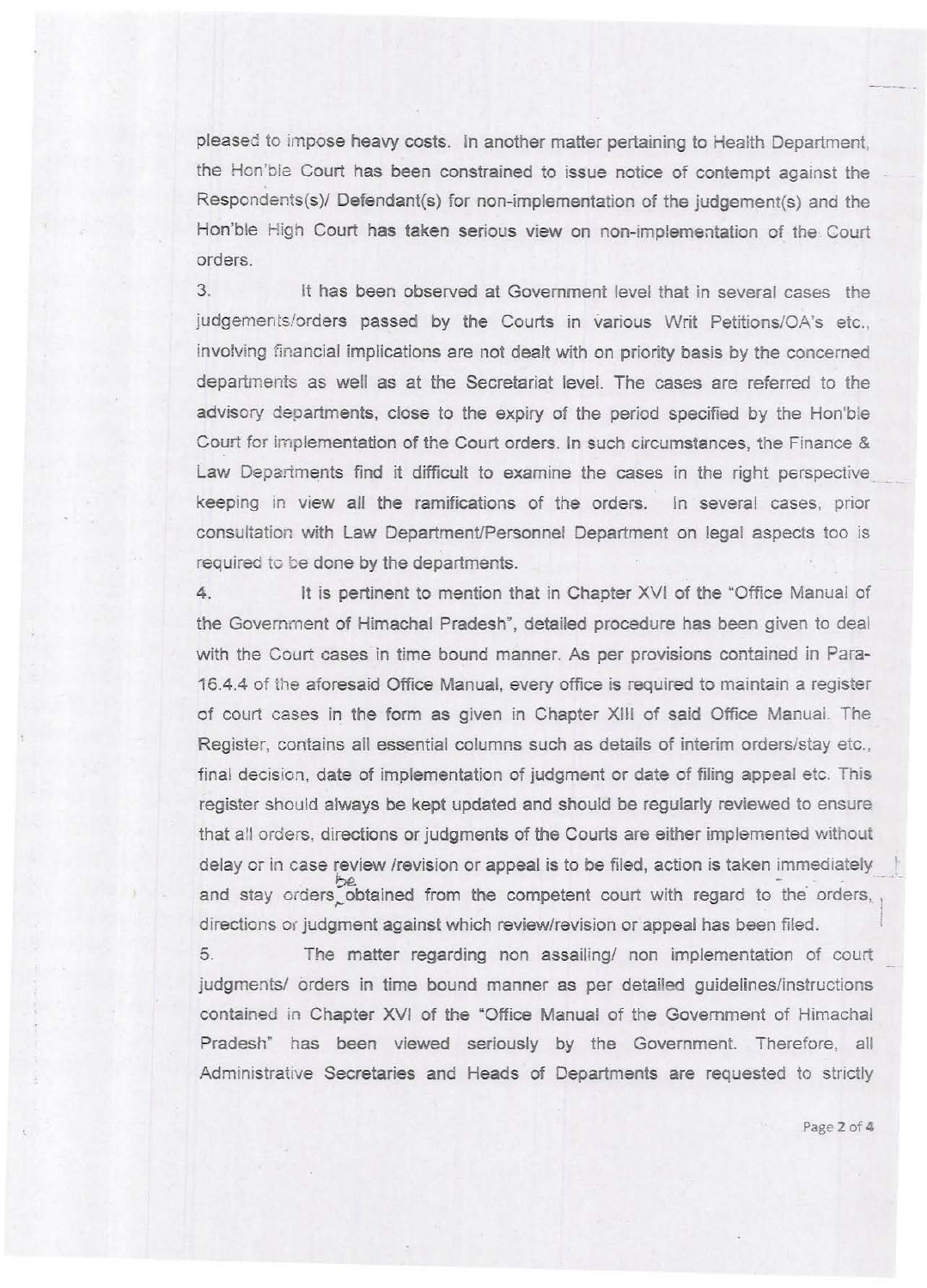pleased to impose heavy costs. In another matter pertaining to Health Department, the Hon'ble Court has been constrained to issue notice of contempt against the Respondents(s)/ Defendant(s) for non-implementation of the judgement(s) and the Hon'ble High Court has taken serious view on non-implementation of the Court orders.

3. It has been observed at Government level that in several cases the judgements/orders passed by the Courts in various Writ Petitions/OA's etc., involving financial implications are not dealt with on priority basis by the concerned departments as well as at the Secretariat level. The cases are referred to the advisory departments, close to the expiry of the period specified by the Hon'ble Court for implementation of the Court orders. In such circumstances, the Finance & Law Departments find it difficult to examine the cases in the right perspective keeping in view all the ramifications of the orders. In several cases, prior consultation with Law Department/Personnel Department on legal aspects too is required to be done by the departments.

4. It is pertinent to mention that in Chapter XVI of the "Office Manual of the Government of Himachal Pradesh", detailed procedure has been given to deal with the Court cases in time bound manner. As per provisions contained in Para-16.4.4 of the aforesaid Office Manual, every office is required to maintain a register of court cases in the form as given in Chapter XIII of said Office Manual. The Register, contains all essential columns such as details of interim orders/stay etc., final decision, date of implementation of judgment or date of filing appeal etc. This register should always be kept updated and should be regularly reviewed to ensure that all orders, directions or judgments of the Courts are either implemented without delay or in case review /revision or appeal is to be filed, action is taken immediately and stay orders be obtained from the competent court with regard to the orders, directions or judgment against which review/revision or appeal has been filed.

5. The matter regarding non assailing/ non implementation of court judgments/ orders in time bound manner as per detailed guidelines/instructions contained in Chapter XVI of the "Office Manual of the Government of Himachal Pradesh" has been viewed seriously by the Government. Therefore, all Administrative Secretaries and Heads of Departments are requested to strictly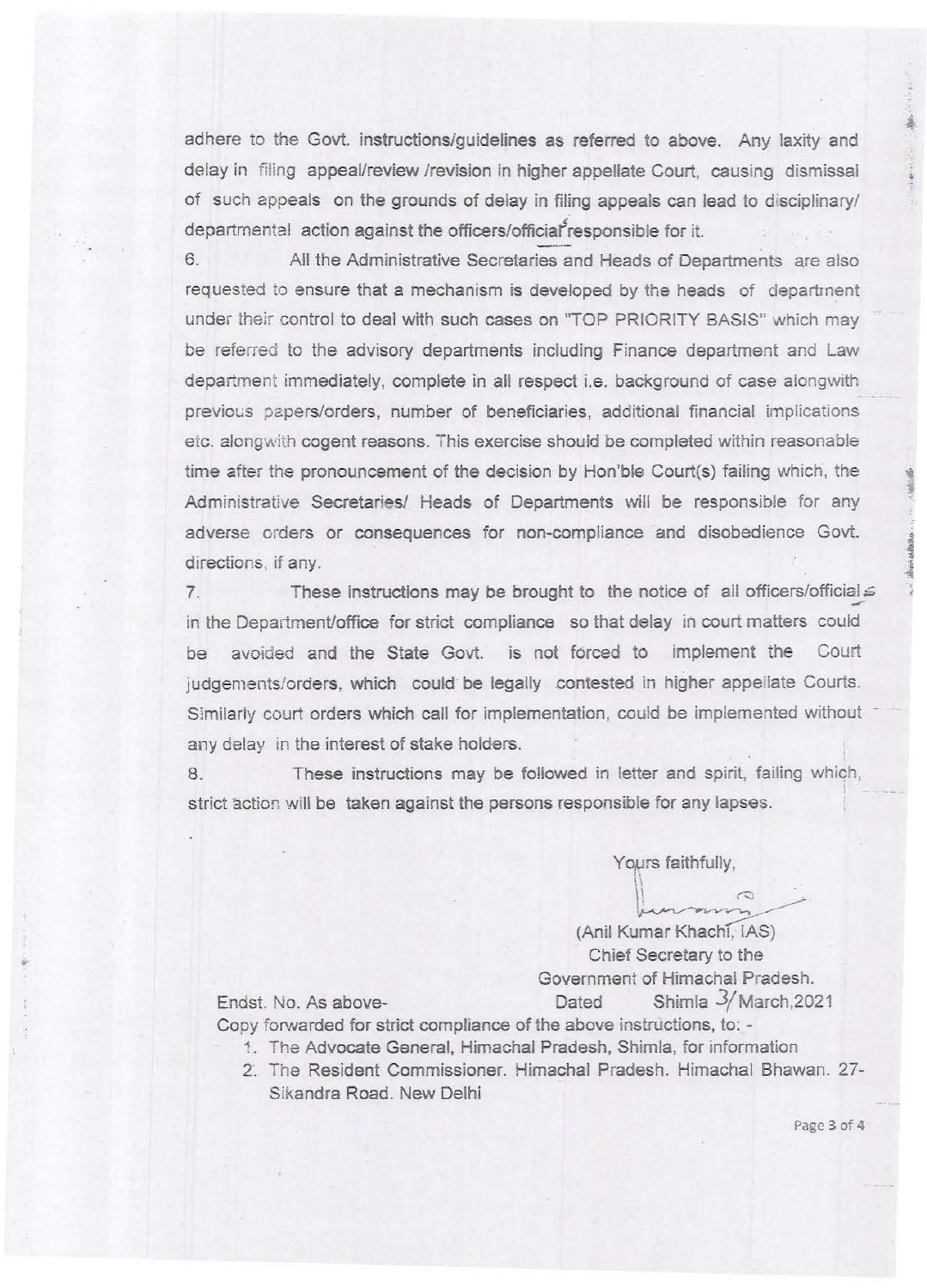adhere to the Govt. instructions/guidelines as referred to above. Any laxity and delay in filing appeal/review /revision in higher appellate Court, causing dismissal of such appeals on the grounds of delay in filing appeals can lead to disciplinary/ departmental action against the officers/officials responsible for it.

6. All the Administrative Secretaries and Heads of Departments are also requested to ensure that a mechanism is developed by the heads of department under their control to deal with such cases on "TOP PRIORITY BASIS" which may be referred to the advisory departments including Finance department and Law department immediately, complete in all respect i.e. background of case alongwith previous papers/orders, number of beneficiaries, additional financial implications etc. alongwith cogent reasons. This exercise should be completed within reasonable time after the pronouncement of the decision by Hon'ble Court(s) failing which, the Administrative Secretaries/ Heads of Departments will be responsible for any adverse orders or consequences for non-compliance and disobedience Govt. directions, if any.

7. These instructions may be brought to the notice of all officers/officials in the Department/office for strict compliance so that delay in court matters could be avoided and the State Govt. is not forced to implement the Court judgements/orders, which could be legally contested in higher appellate Courts. Similarly court orders which call for implementation, could be implemented without any delay in the interest of stake holders.

8. These instructions may be followed in letter and spirit, failing which, strict action will be taken against the persons responsible for any lapses.

Yours faithfully,

(Anil Kumar Khachi, IAS)
Chief Secretary to the
Government of Himachal Pradesh.

Endst. No. As above- Dated Shimla 3/ March,2021

Copy forwarded for strict compliance of the above instructions, to: -

1. The Advocate General, Himachal Pradesh, Shimla, for information
2. The Resident Commissioner. Himachal Pradesh. Himachal Bhawan. 27-Sikandra Road. New Delhi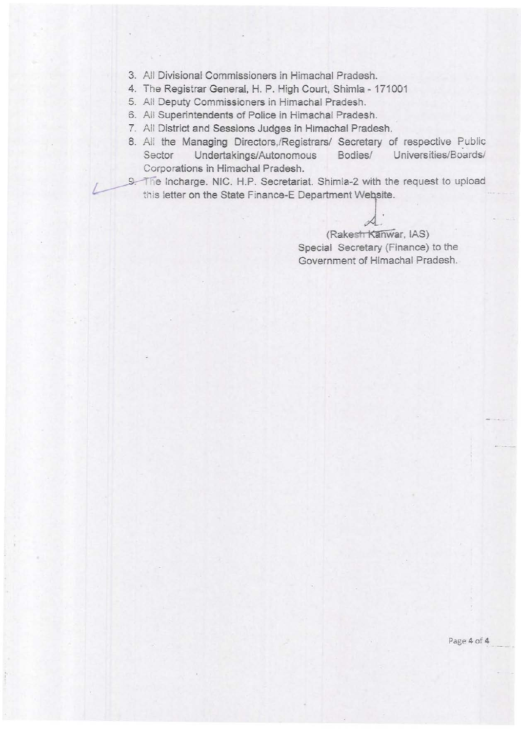3. All Divisional Commissioners in Himachal Pradesh.
4. The Registrar General, H. P. High Court, Shimla - 171001
5. All Deputy Commissioners in Himachal Pradesh.
6. All Superintendents of Police in Himachal Pradesh.
7. All District and Sessions Judges in Himachal Pradesh.
8. All the Managing Directors,/Registrars/ Secretary of respective Public Sector Undertakings/Autonomous Bodies/ Universities/Boards/ Corporations in Himachal Pradesh.
9. The Incharge. NIC. H.P. Secretariat. Shimla-2 with the request to upload this letter on the State Finance-E Department Website.

(Rakesh Kanwar, IAS)
Special Secretary (Finance) to the
Government of Himachal Pradesh.